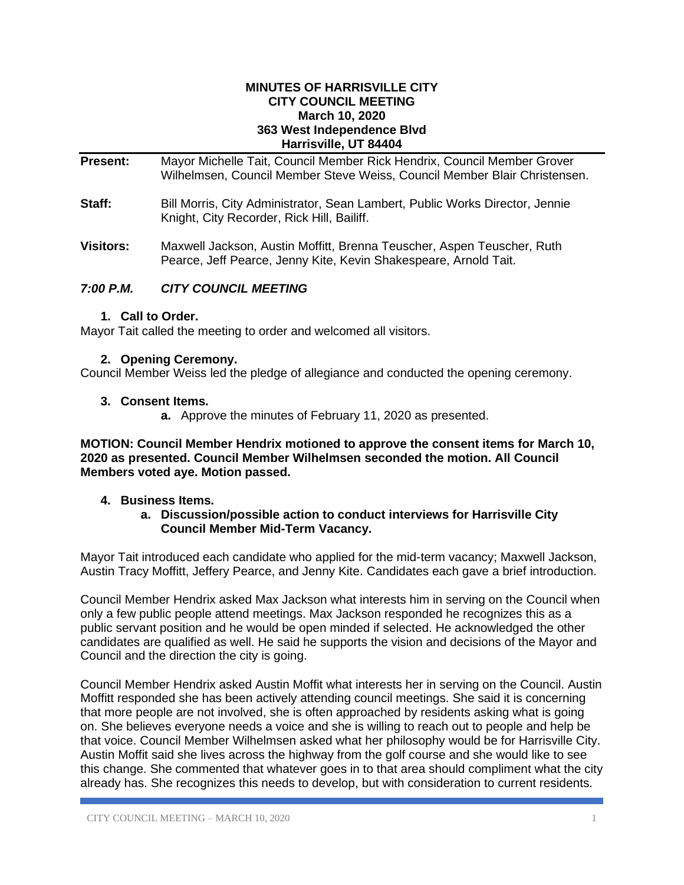**MINUTES OF HARRISVILLE CITY**
**CITY COUNCIL MEETING**
**March 10, 2020**
**363 West Independence Blvd**
**Harrisville, UT 84404**

**Present:** Mayor Michelle Tait, Council Member Rick Hendrix, Council Member Grover Wilhelmsen, Council Member Steve Weiss, Council Member Blair Christensen.

**Staff:** Bill Morris, City Administrator, Sean Lambert, Public Works Director, Jennie Knight, City Recorder, Rick Hill, Bailiff.

**Visitors:** Maxwell Jackson, Austin Moffitt, Brenna Teuscher, Aspen Teuscher, Ruth Pearce, Jeff Pearce, Jenny Kite, Kevin Shakespeare, Arnold Tait.

***7:00 P.M. CITY COUNCIL MEETING***

**1. Call to Order.**

Mayor Tait called the meeting to order and welcomed all visitors.

**2. Opening Ceremony.**

Council Member Weiss led the pledge of allegiance and conducted the opening ceremony.

**3. Consent Items.**

**a.** Approve the minutes of February 11, 2020 as presented.

**MOTION: Council Member Hendrix motioned to approve the consent items for March 10, 2020 as presented. Council Member Wilhelmsen seconded the motion. All Council Members voted aye. Motion passed.**

**4. Business Items.**

**a. Discussion/possible action to conduct interviews for Harrisville City Council Member Mid-Term Vacancy.**

Mayor Tait introduced each candidate who applied for the mid-term vacancy; Maxwell Jackson, Austin Tracy Moffitt, Jeffery Pearce, and Jenny Kite. Candidates each gave a brief introduction.

Council Member Hendrix asked Max Jackson what interests him in serving on the Council when only a few public people attend meetings. Max Jackson responded he recognizes this as a public servant position and he would be open minded if selected. He acknowledged the other candidates are qualified as well. He said he supports the vision and decisions of the Mayor and Council and the direction the city is going.

Council Member Hendrix asked Austin Moffit what interests her in serving on the Council. Austin Moffitt responded she has been actively attending council meetings. She said it is concerning that more people are not involved, she is often approached by residents asking what is going on. She believes everyone needs a voice and she is willing to reach out to people and help be that voice. Council Member Wilhelmsen asked what her philosophy would be for Harrisville City. Austin Moffit said she lives across the highway from the golf course and she would like to see this change. She commented that whatever goes in to that area should compliment what the city already has. She recognizes this needs to develop, but with consideration to current residents.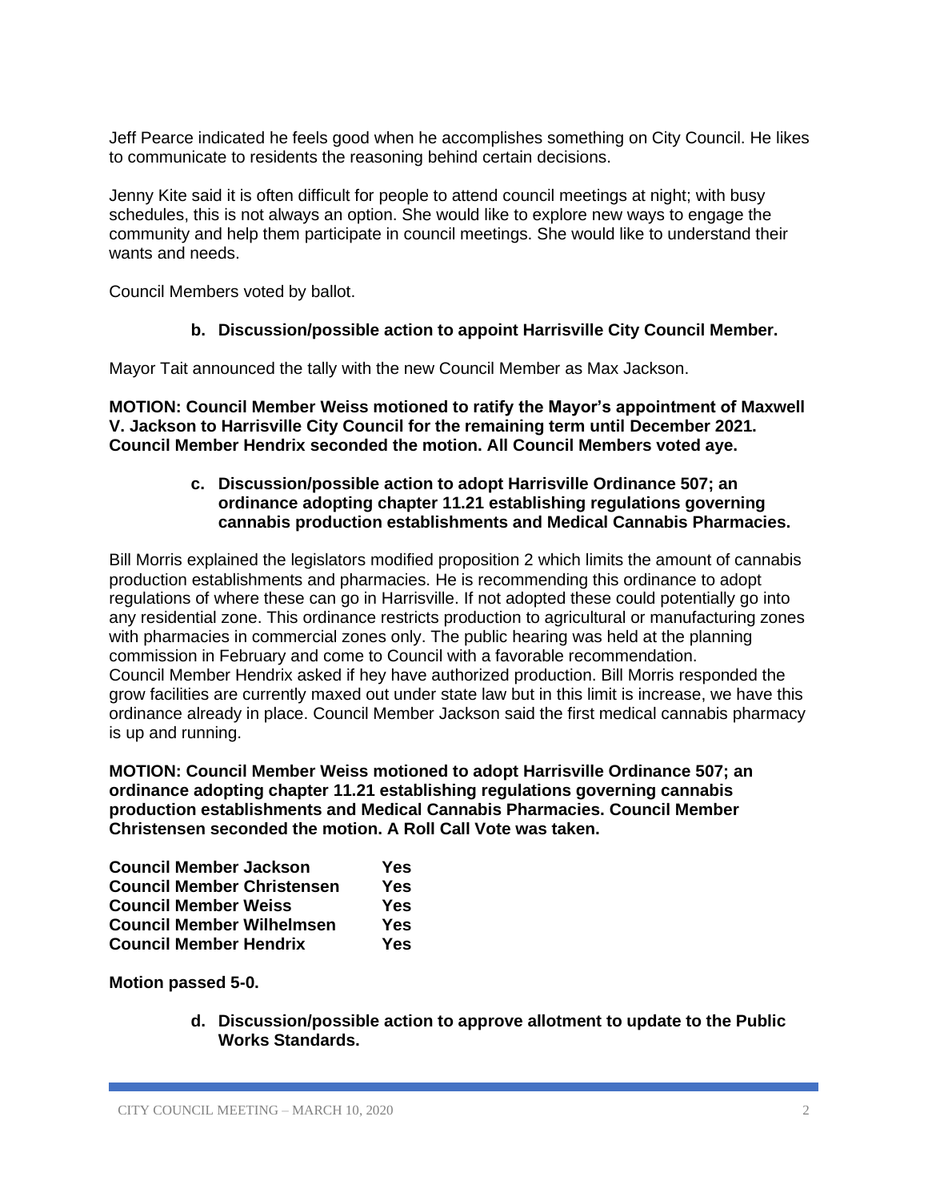Jeff Pearce indicated he feels good when he accomplishes something on City Council. He likes to communicate to residents the reasoning behind certain decisions.

Jenny Kite said it is often difficult for people to attend council meetings at night; with busy schedules, this is not always an option. She would like to explore new ways to engage the community and help them participate in council meetings. She would like to understand their wants and needs.

Council Members voted by ballot.

**b. Discussion/possible action to appoint Harrisville City Council Member.**

Mayor Tait announced the tally with the new Council Member as Max Jackson.

**MOTION: Council Member Weiss motioned to ratify the Mayor's appointment of Maxwell V. Jackson to Harrisville City Council for the remaining term until December 2021. Council Member Hendrix seconded the motion. All Council Members voted aye.**

**c. Discussion/possible action to adopt Harrisville Ordinance 507; an ordinance adopting chapter 11.21 establishing regulations governing cannabis production establishments and Medical Cannabis Pharmacies.**

Bill Morris explained the legislators modified proposition 2 which limits the amount of cannabis production establishments and pharmacies. He is recommending this ordinance to adopt regulations of where these can go in Harrisville. If not adopted these could potentially go into any residential zone. This ordinance restricts production to agricultural or manufacturing zones with pharmacies in commercial zones only. The public hearing was held at the planning commission in February and come to Council with a favorable recommendation.
Council Member Hendrix asked if hey have authorized production. Bill Morris responded the grow facilities are currently maxed out under state law but in this limit is increase, we have this ordinance already in place. Council Member Jackson said the first medical cannabis pharmacy is up and running.

**MOTION: Council Member Weiss motioned to adopt Harrisville Ordinance 507; an ordinance adopting chapter 11.21 establishing regulations governing cannabis production establishments and Medical Cannabis Pharmacies. Council Member Christensen seconded the motion. A Roll Call Vote was taken.**

| | |
|---|---|
| **Council Member Jackson** | **Yes** |
| **Council Member Christensen** | **Yes** |
| **Council Member Weiss** | **Yes** |
| **Council Member Wilhelmsen** | **Yes** |
| **Council Member Hendrix** | **Yes** |

**Motion passed 5-0.**

**d. Discussion/possible action to approve allotment to update to the Public Works Standards.**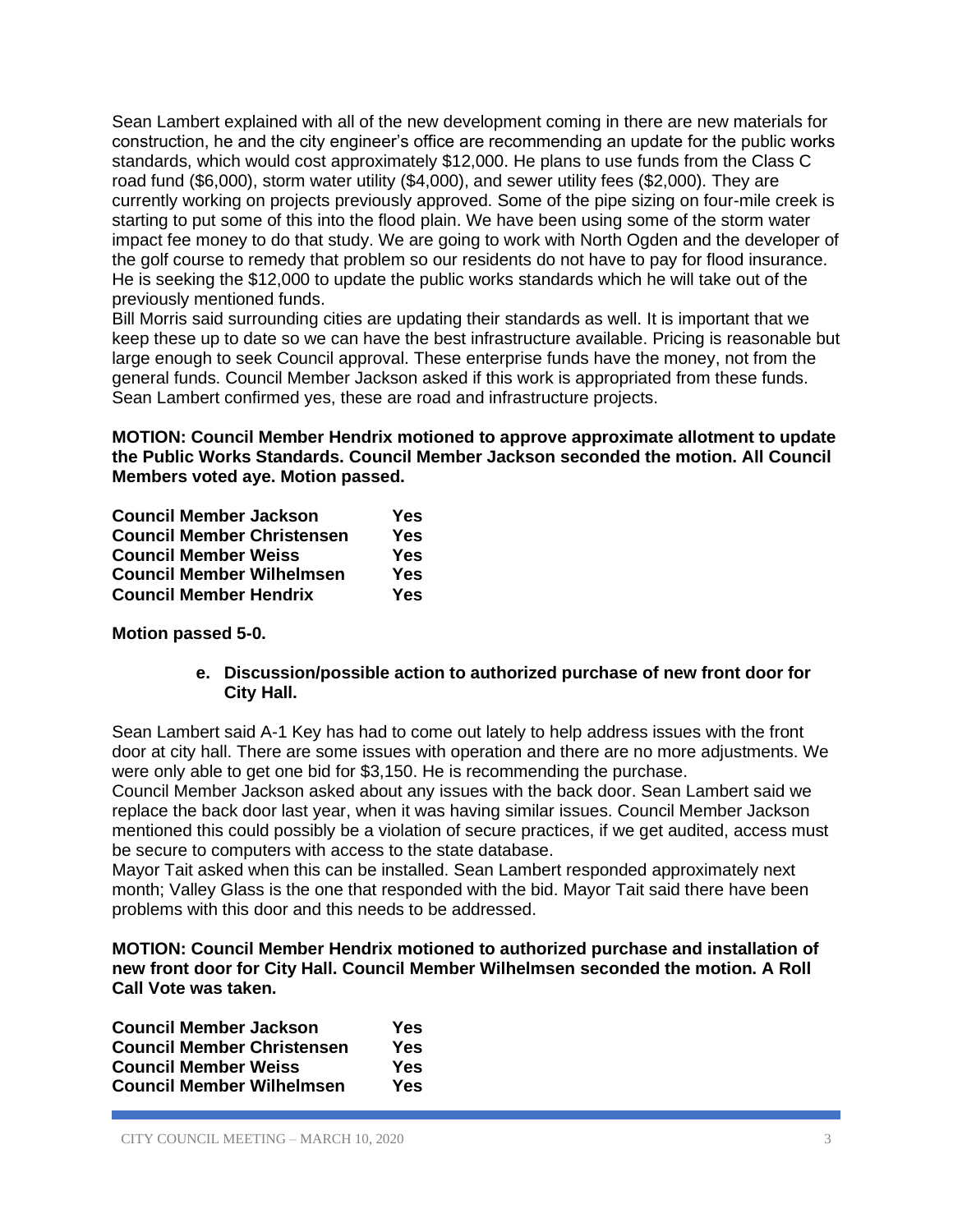Sean Lambert explained with all of the new development coming in there are new materials for construction, he and the city engineer's office are recommending an update for the public works standards, which would cost approximately $12,000. He plans to use funds from the Class C road fund ($6,000), storm water utility ($4,000), and sewer utility fees ($2,000). They are currently working on projects previously approved. Some of the pipe sizing on four-mile creek is starting to put some of this into the flood plain. We have been using some of the storm water impact fee money to do that study. We are going to work with North Ogden and the developer of the golf course to remedy that problem so our residents do not have to pay for flood insurance. He is seeking the $12,000 to update the public works standards which he will take out of the previously mentioned funds.

Bill Morris said surrounding cities are updating their standards as well. It is important that we keep these up to date so we can have the best infrastructure available. Pricing is reasonable but large enough to seek Council approval. These enterprise funds have the money, not from the general funds. Council Member Jackson asked if this work is appropriated from these funds. Sean Lambert confirmed yes, these are road and infrastructure projects.

**MOTION: Council Member Hendrix motioned to approve approximate allotment to update the Public Works Standards. Council Member Jackson seconded the motion. All Council Members voted aye. Motion passed.**

| | |
|---|---|
| **Council Member Jackson** | **Yes** |
| **Council Member Christensen** | **Yes** |
| **Council Member Weiss** | **Yes** |
| **Council Member Wilhelmsen** | **Yes** |
| **Council Member Hendrix** | **Yes** |

**Motion passed 5-0.**

**e. Discussion/possible action to authorized purchase of new front door for City Hall.**

Sean Lambert said A-1 Key has had to come out lately to help address issues with the front door at city hall. There are some issues with operation and there are no more adjustments. We were only able to get one bid for $3,150. He is recommending the purchase.

Council Member Jackson asked about any issues with the back door. Sean Lambert said we replace the back door last year, when it was having similar issues. Council Member Jackson mentioned this could possibly be a violation of secure practices, if we get audited, access must be secure to computers with access to the state database.

Mayor Tait asked when this can be installed. Sean Lambert responded approximately next month; Valley Glass is the one that responded with the bid. Mayor Tait said there have been problems with this door and this needs to be addressed.

**MOTION: Council Member Hendrix motioned to authorized purchase and installation of new front door for City Hall. Council Member Wilhelmsen seconded the motion. A Roll Call Vote was taken.**

| | |
|---|---|
| **Council Member Jackson** | **Yes** |
| **Council Member Christensen** | **Yes** |
| **Council Member Weiss** | **Yes** |
| **Council Member Wilhelmsen** | **Yes** |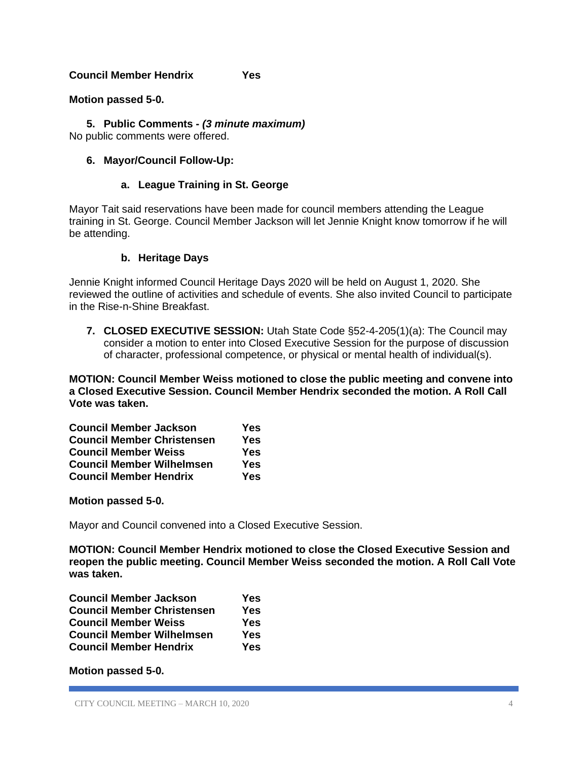**Council Member Hendrix Yes**

**Motion passed 5-0.**

**5. Public Comments -** ***(3 minute maximum)***

No public comments were offered.

**6. Mayor/Council Follow-Up:**

**a. League Training in St. George**

Mayor Tait said reservations have been made for council members attending the League training in St. George. Council Member Jackson will let Jennie Knight know tomorrow if he will be attending.

**b. Heritage Days**

Jennie Knight informed Council Heritage Days 2020 will be held on August 1, 2020. She reviewed the outline of activities and schedule of events. She also invited Council to participate in the Rise-n-Shine Breakfast.

**7. CLOSED EXECUTIVE SESSION:** Utah State Code §52-4-205(1)(a): The Council may consider a motion to enter into Closed Executive Session for the purpose of discussion of character, professional competence, or physical or mental health of individual(s).

**MOTION: Council Member Weiss motioned to close the public meeting and convene into a Closed Executive Session. Council Member Hendrix seconded the motion. A Roll Call Vote was taken.**

**Council Member Jackson Yes**
**Council Member Christensen Yes**
**Council Member Weiss Yes**
**Council Member Wilhelmsen Yes**
**Council Member Hendrix Yes**

**Motion passed 5-0.**

Mayor and Council convened into a Closed Executive Session.

**MOTION: Council Member Hendrix motioned to close the Closed Executive Session and reopen the public meeting. Council Member Weiss seconded the motion. A Roll Call Vote was taken.**

**Council Member Jackson Yes**
**Council Member Christensen Yes**
**Council Member Weiss Yes**
**Council Member Wilhelmsen Yes**
**Council Member Hendrix Yes**

**Motion passed 5-0.**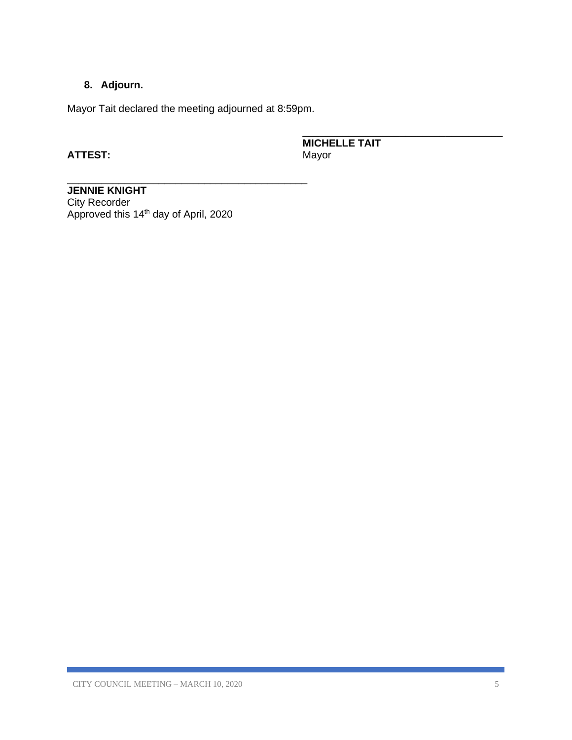**8. Adjourn.**

Mayor Tait declared the meeting adjourned at 8:59pm.

\_\_\_\_\_\_\_\_\_\_\_\_\_\_\_\_\_\_\_\_\_\_\_\_\_\_\_\_\_\_\_\_\_\_\_

**MICHELLE TAIT**
Mayor

**ATTEST:**

\_\_\_\_\_\_\_\_\_\_\_\_\_\_\_\_\_\_\_\_\_\_\_\_\_\_\_\_\_\_\_\_\_\_\_\_\_\_\_\_\_

**JENNIE KNIGHT**
City Recorder
Approved this 14th day of April, 2020